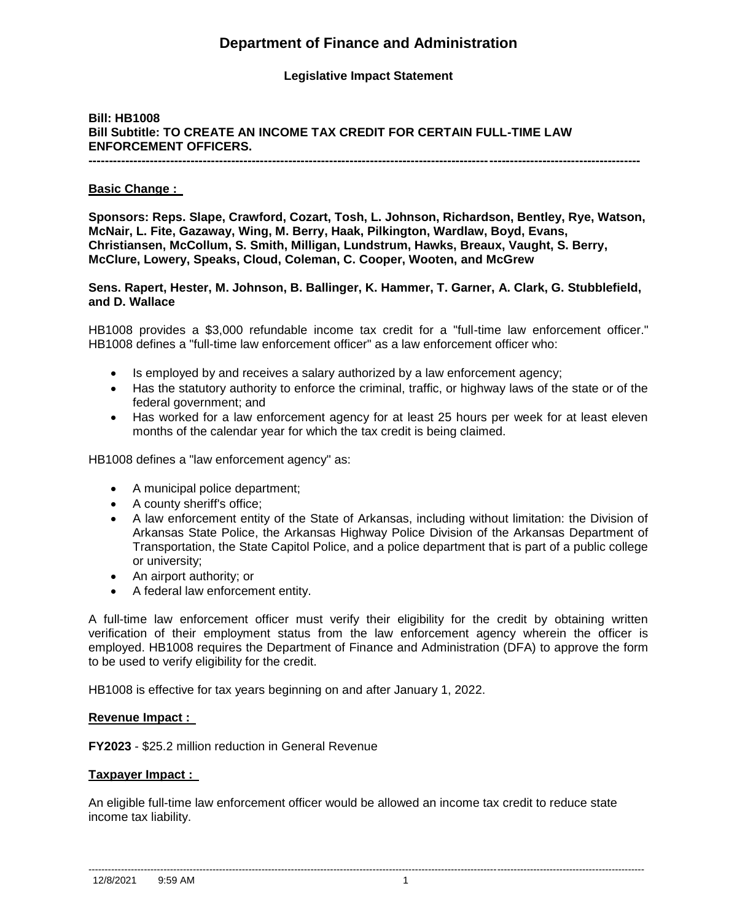# Department of Finance and Administration

**Legislative Impact Statement**

**Bill: HB1008**
**Bill Subtitle: TO CREATE AN INCOME TAX CREDIT FOR CERTAIN FULL-TIME LAW ENFORCEMENT OFFICERS.**

---

**Basic Change :**

**Sponsors: Reps. Slape, Crawford, Cozart, Tosh, L. Johnson, Richardson, Bentley, Rye, Watson, McNair, L. Fite, Gazaway, Wing, M. Berry, Haak, Pilkington, Wardlaw, Boyd, Evans, Christiansen, McCollum, S. Smith, Milligan, Lundstrum, Hawks, Breaux, Vaught, S. Berry, McClure, Lowery, Speaks, Cloud, Coleman, C. Cooper, Wooten, and McGrew**

**Sens. Rapert, Hester, M. Johnson, B. Ballinger, K. Hammer, T. Garner, A. Clark, G. Stubblefield, and D. Wallace**

HB1008 provides a $3,000 refundable income tax credit for a "full-time law enforcement officer." HB1008 defines a "full-time law enforcement officer" as a law enforcement officer who:

- Is employed by and receives a salary authorized by a law enforcement agency;
- Has the statutory authority to enforce the criminal, traffic, or highway laws of the state or of the federal government; and
- Has worked for a law enforcement agency for at least 25 hours per week for at least eleven months of the calendar year for which the tax credit is being claimed.

HB1008 defines a "law enforcement agency" as:

- A municipal police department;
- A county sheriff's office;
- A law enforcement entity of the State of Arkansas, including without limitation: the Division of Arkansas State Police, the Arkansas Highway Police Division of the Arkansas Department of Transportation, the State Capitol Police, and a police department that is part of a public college or university;
- An airport authority; or
- A federal law enforcement entity.

A full-time law enforcement officer must verify their eligibility for the credit by obtaining written verification of their employment status from the law enforcement agency wherein the officer is employed. HB1008 requires the Department of Finance and Administration (DFA) to approve the form to be used to verify eligibility for the credit.

HB1008 is effective for tax years beginning on and after January 1, 2022.

**Revenue Impact :**

**FY2023** - $25.2 million reduction in General Revenue

**Taxpayer Impact :**

An eligible full-time law enforcement officer would be allowed an income tax credit to reduce state income tax liability.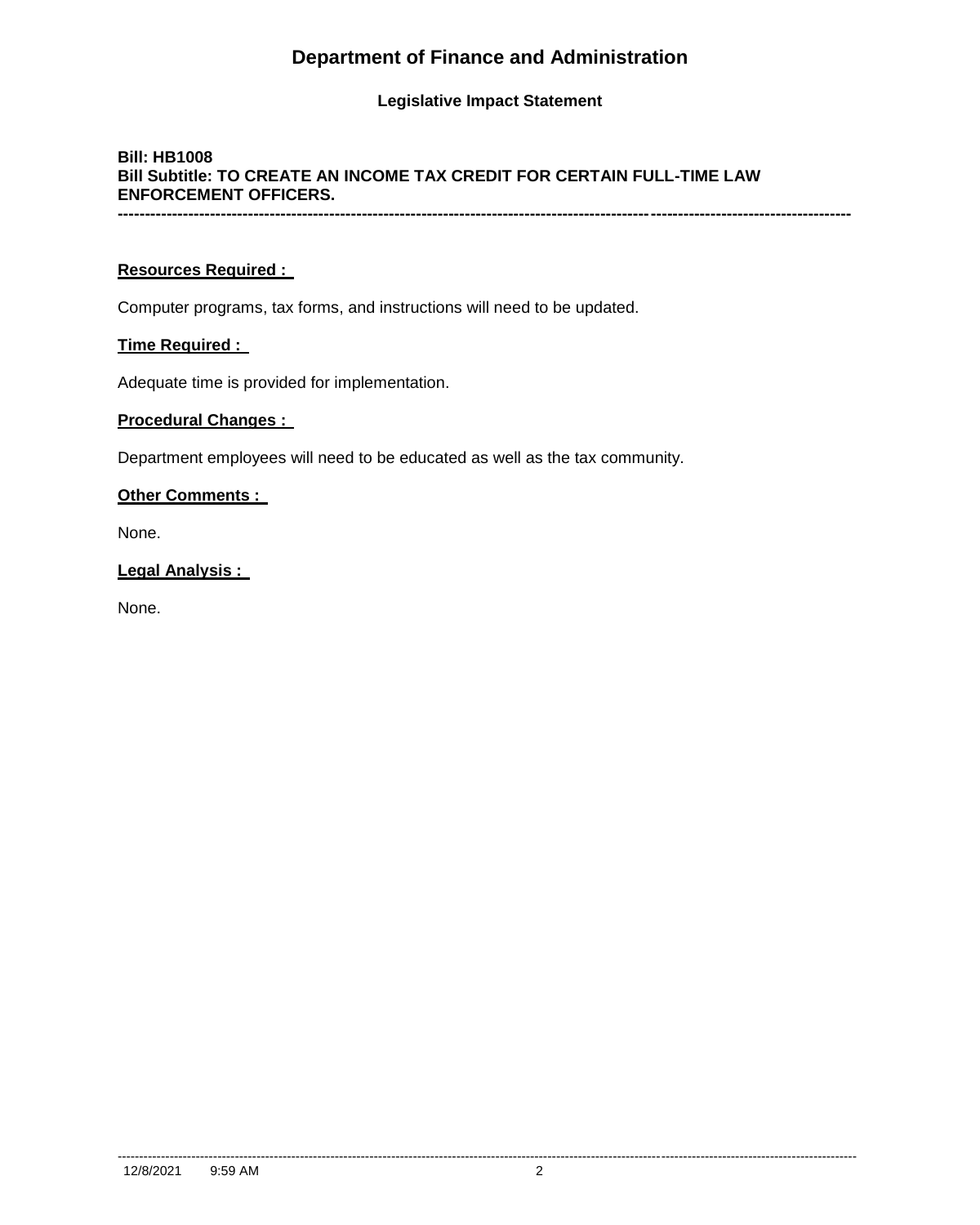# Department of Finance and Administration

**Legislative Impact Statement**

**Bill: HB1008**
**Bill Subtitle: TO CREATE AN INCOME TAX CREDIT FOR CERTAIN FULL-TIME LAW ENFORCEMENT OFFICERS.**

---

**Resources Required :**

Computer programs, tax forms, and instructions will need to be updated.

**Time Required :**

Adequate time is provided for implementation.

**Procedural Changes :**

Department employees will need to be educated as well as the tax community.

**Other Comments :**

None.

**Legal Analysis :**

None.